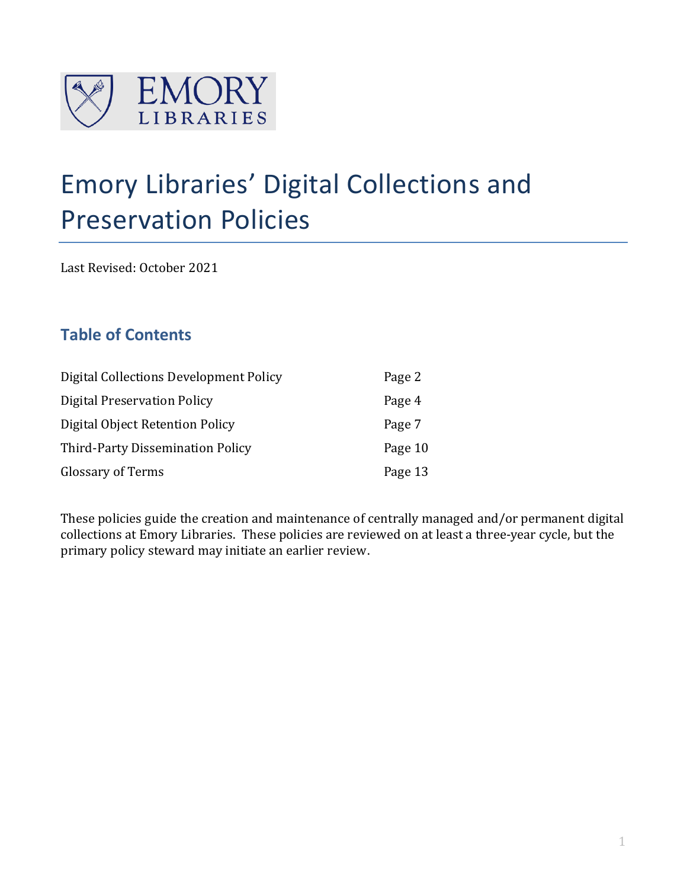# Emory Libraries' Digital Collections and Preservation Policies

Last Revised: October 2021

## Table of Contents

| | |
|---|---|
| Digital Collections Development Policy | Page 2 |
| Digital Preservation Policy | Page 4 |
| Digital Object Retention Policy | Page 7 |
| Third-Party Dissemination Policy | Page 10 |
| Glossary of Terms | Page 13 |

These policies guide the creation and maintenance of centrally managed and/or permanent digital collections at Emory Libraries. These policies are reviewed on at least a three-year cycle, but the primary policy steward may initiate an earlier review.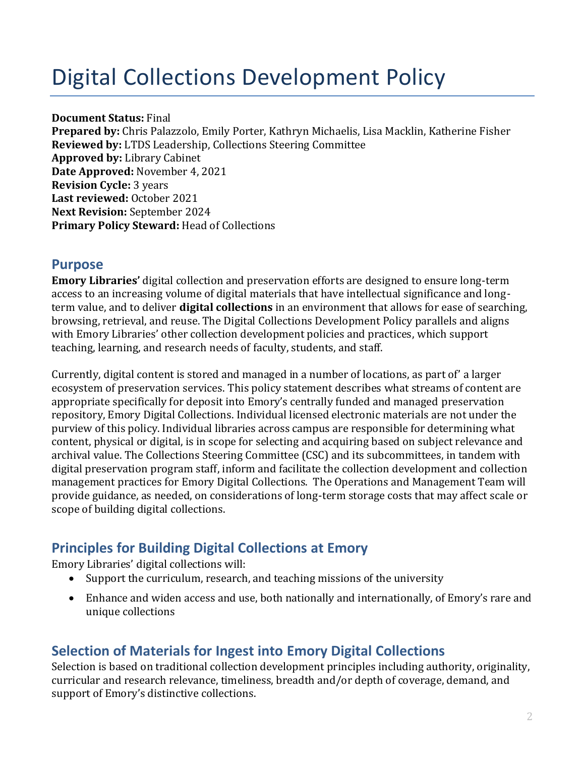# Digital Collections Development Policy

**Document Status:** Final
**Prepared by:** Chris Palazzolo, Emily Porter, Kathryn Michaelis, Lisa Macklin, Katherine Fisher
**Reviewed by:** LTDS Leadership, Collections Steering Committee
**Approved by:** Library Cabinet
**Date Approved:** November 4, 2021
**Revision Cycle:** 3 years
**Last reviewed:** October 2021
**Next Revision:** September 2024
**Primary Policy Steward:** Head of Collections

## Purpose

**Emory Libraries'** digital collection and preservation efforts are designed to ensure long-term access to an increasing volume of digital materials that have intellectual significance and long-term value, and to deliver **digital collections** in an environment that allows for ease of searching, browsing, retrieval, and reuse. The Digital Collections Development Policy parallels and aligns with Emory Libraries' other collection development policies and practices, which support teaching, learning, and research needs of faculty, students, and staff.

Currently, digital content is stored and managed in a number of locations, as part of' a larger ecosystem of preservation services. This policy statement describes what streams of content are appropriate specifically for deposit into Emory's centrally funded and managed preservation repository, Emory Digital Collections. Individual licensed electronic materials are not under the purview of this policy. Individual libraries across campus are responsible for determining what content, physical or digital, is in scope for selecting and acquiring based on subject relevance and archival value. The Collections Steering Committee (CSC) and its subcommittees, in tandem with digital preservation program staff, inform and facilitate the collection development and collection management practices for Emory Digital Collections. The Operations and Management Team will provide guidance, as needed, on considerations of long-term storage costs that may affect scale or scope of building digital collections.

## Principles for Building Digital Collections at Emory

Emory Libraries' digital collections will:

- Support the curriculum, research, and teaching missions of the university
- Enhance and widen access and use, both nationally and internationally, of Emory's rare and unique collections

## Selection of Materials for Ingest into Emory Digital Collections

Selection is based on traditional collection development principles including authority, originality, curricular and research relevance, timeliness, breadth and/or depth of coverage, demand, and support of Emory's distinctive collections.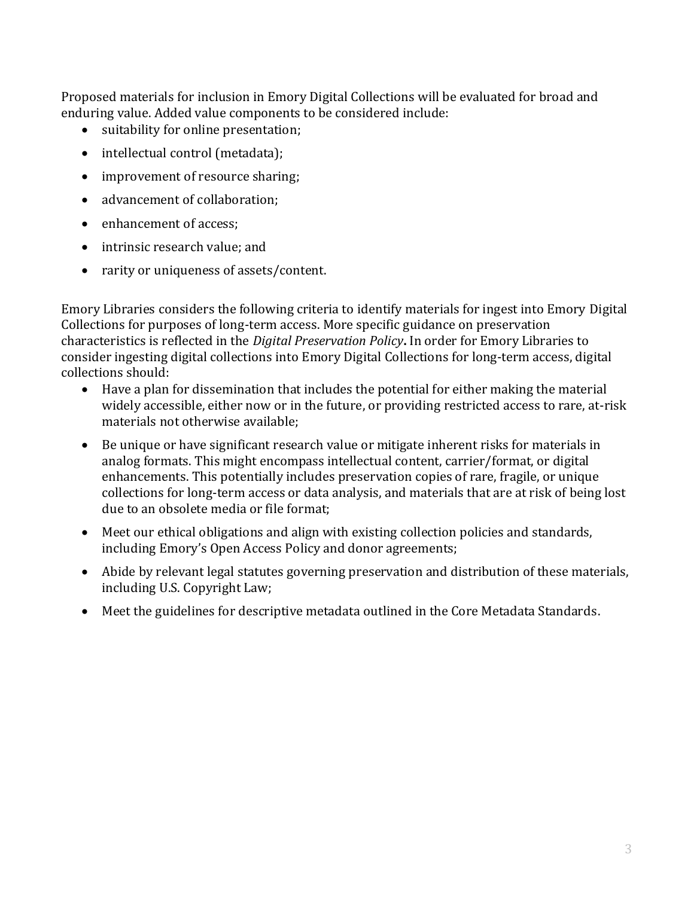Proposed materials for inclusion in Emory Digital Collections will be evaluated for broad and enduring value. Added value components to be considered include:

- suitability for online presentation;
- intellectual control (metadata);
- improvement of resource sharing;
- advancement of collaboration;
- enhancement of access;
- intrinsic research value; and
- rarity or uniqueness of assets/content.

Emory Libraries considers the following criteria to identify materials for ingest into Emory Digital Collections for purposes of long-term access. More specific guidance on preservation characteristics is reflected in the *Digital Preservation Policy***.** In order for Emory Libraries to consider ingesting digital collections into Emory Digital Collections for long-term access, digital collections should:

- Have a plan for dissemination that includes the potential for either making the material widely accessible, either now or in the future, or providing restricted access to rare, at-risk materials not otherwise available;
- Be unique or have significant research value or mitigate inherent risks for materials in analog formats. This might encompass intellectual content, carrier/format, or digital enhancements. This potentially includes preservation copies of rare, fragile, or unique collections for long-term access or data analysis, and materials that are at risk of being lost due to an obsolete media or file format;
- Meet our ethical obligations and align with existing collection policies and standards, including Emory's Open Access Policy and donor agreements;
- Abide by relevant legal statutes governing preservation and distribution of these materials, including U.S. Copyright Law;
- Meet the guidelines for descriptive metadata outlined in the Core Metadata Standards.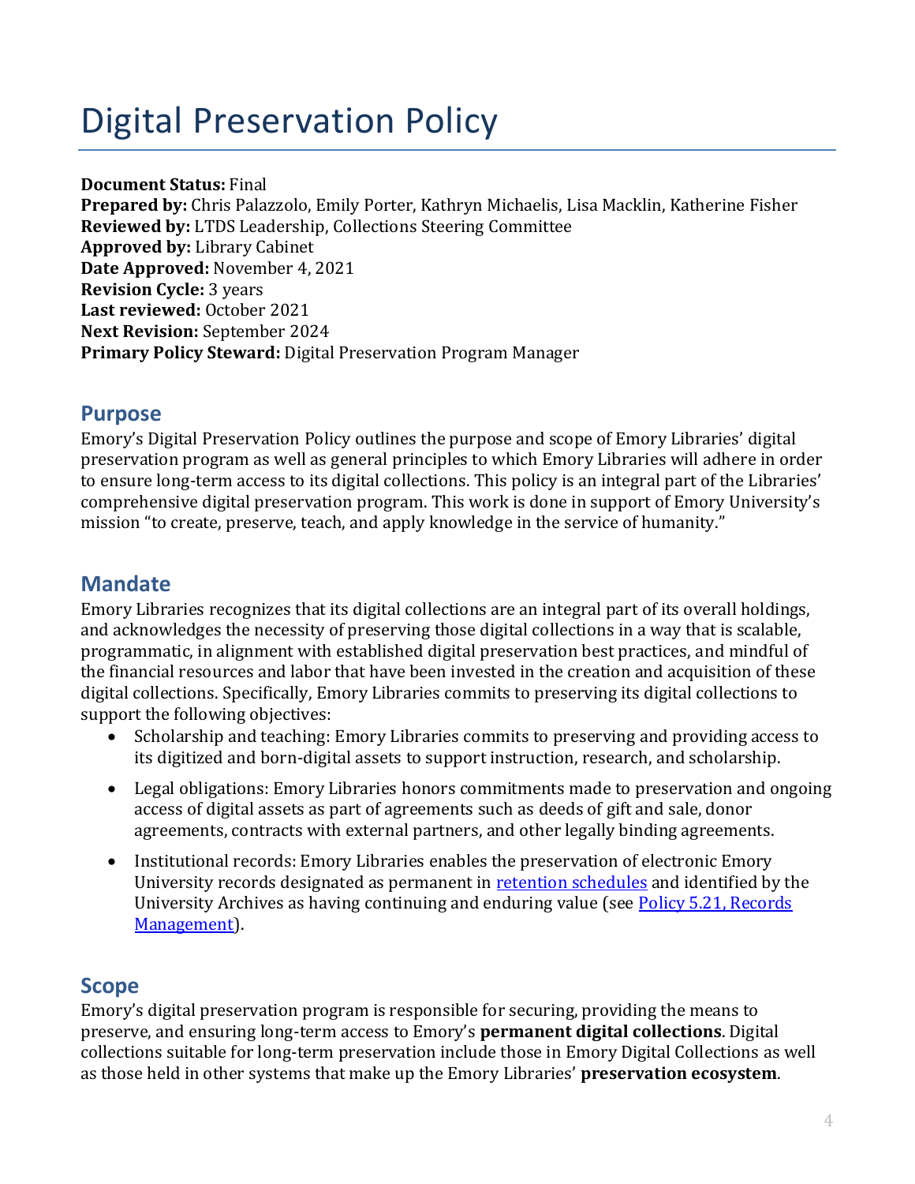# Digital Preservation Policy

**Document Status:** Final
**Prepared by:** Chris Palazzolo, Emily Porter, Kathryn Michaelis, Lisa Macklin, Katherine Fisher
**Reviewed by:** LTDS Leadership, Collections Steering Committee
**Approved by:** Library Cabinet
**Date Approved:** November 4, 2021
**Revision Cycle:** 3 years
**Last reviewed:** October 2021
**Next Revision:** September 2024
**Primary Policy Steward:** Digital Preservation Program Manager

## Purpose

Emory's Digital Preservation Policy outlines the purpose and scope of Emory Libraries' digital preservation program as well as general principles to which Emory Libraries will adhere in order to ensure long-term access to its digital collections. This policy is an integral part of the Libraries' comprehensive digital preservation program. This work is done in support of Emory University's mission "to create, preserve, teach, and apply knowledge in the service of humanity."

## Mandate

Emory Libraries recognizes that its digital collections are an integral part of its overall holdings, and acknowledges the necessity of preserving those digital collections in a way that is scalable, programmatic, in alignment with established digital preservation best practices, and mindful of the financial resources and labor that have been invested in the creation and acquisition of these digital collections. Specifically, Emory Libraries commits to preserving its digital collections to support the following objectives:

- Scholarship and teaching: Emory Libraries commits to preserving and providing access to its digitized and born-digital assets to support instruction, research, and scholarship.
- Legal obligations: Emory Libraries honors commitments made to preservation and ongoing access of digital assets as part of agreements such as deeds of gift and sale, donor agreements, contracts with external partners, and other legally binding agreements.
- Institutional records: Emory Libraries enables the preservation of electronic Emory University records designated as permanent in retention schedules and identified by the University Archives as having continuing and enduring value (see Policy 5.21, Records Management).

## Scope

Emory's digital preservation program is responsible for securing, providing the means to preserve, and ensuring long-term access to Emory's **permanent digital collections**. Digital collections suitable for long-term preservation include those in Emory Digital Collections as well as those held in other systems that make up the Emory Libraries' **preservation ecosystem**.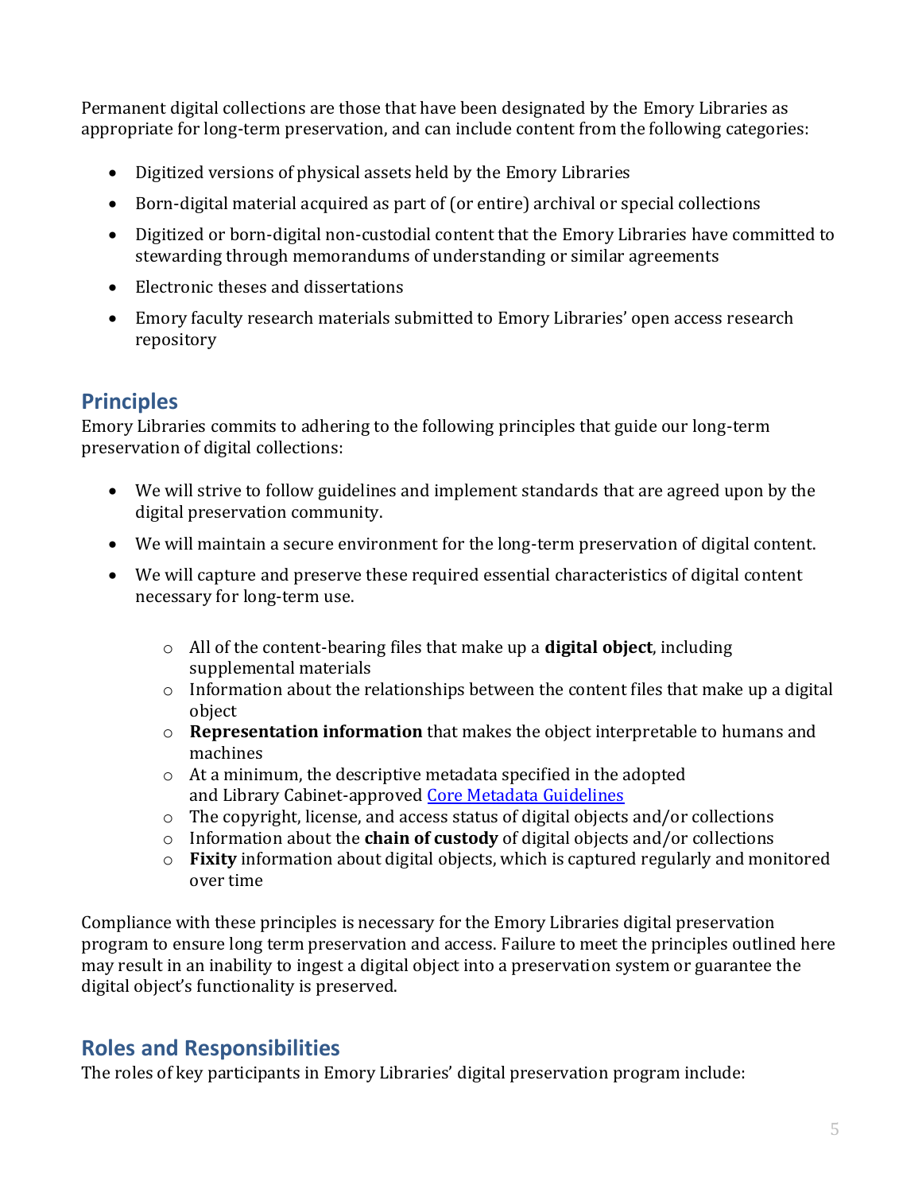Permanent digital collections are those that have been designated by the Emory Libraries as appropriate for long-term preservation, and can include content from the following categories:

- Digitized versions of physical assets held by the Emory Libraries
- Born-digital material acquired as part of (or entire) archival or special collections
- Digitized or born-digital non-custodial content that the Emory Libraries have committed to stewarding through memorandums of understanding or similar agreements
- Electronic theses and dissertations
- Emory faculty research materials submitted to Emory Libraries' open access research repository

## Principles

Emory Libraries commits to adhering to the following principles that guide our long-term preservation of digital collections:

- We will strive to follow guidelines and implement standards that are agreed upon by the digital preservation community.
- We will maintain a secure environment for the long-term preservation of digital content.
- We will capture and preserve these required essential characteristics of digital content necessary for long-term use.
  - All of the content-bearing files that make up a **digital object**, including supplemental materials
  - Information about the relationships between the content files that make up a digital object
  - **Representation information** that makes the object interpretable to humans and machines
  - At a minimum, the descriptive metadata specified in the adopted and Library Cabinet-approved [Core Metadata Guidelines]
  - The copyright, license, and access status of digital objects and/or collections
  - Information about the **chain of custody** of digital objects and/or collections
  - **Fixity** information about digital objects, which is captured regularly and monitored over time

Compliance with these principles is necessary for the Emory Libraries digital preservation program to ensure long term preservation and access. Failure to meet the principles outlined here may result in an inability to ingest a digital object into a preservation system or guarantee the digital object's functionality is preserved.

## Roles and Responsibilities

The roles of key participants in Emory Libraries' digital preservation program include: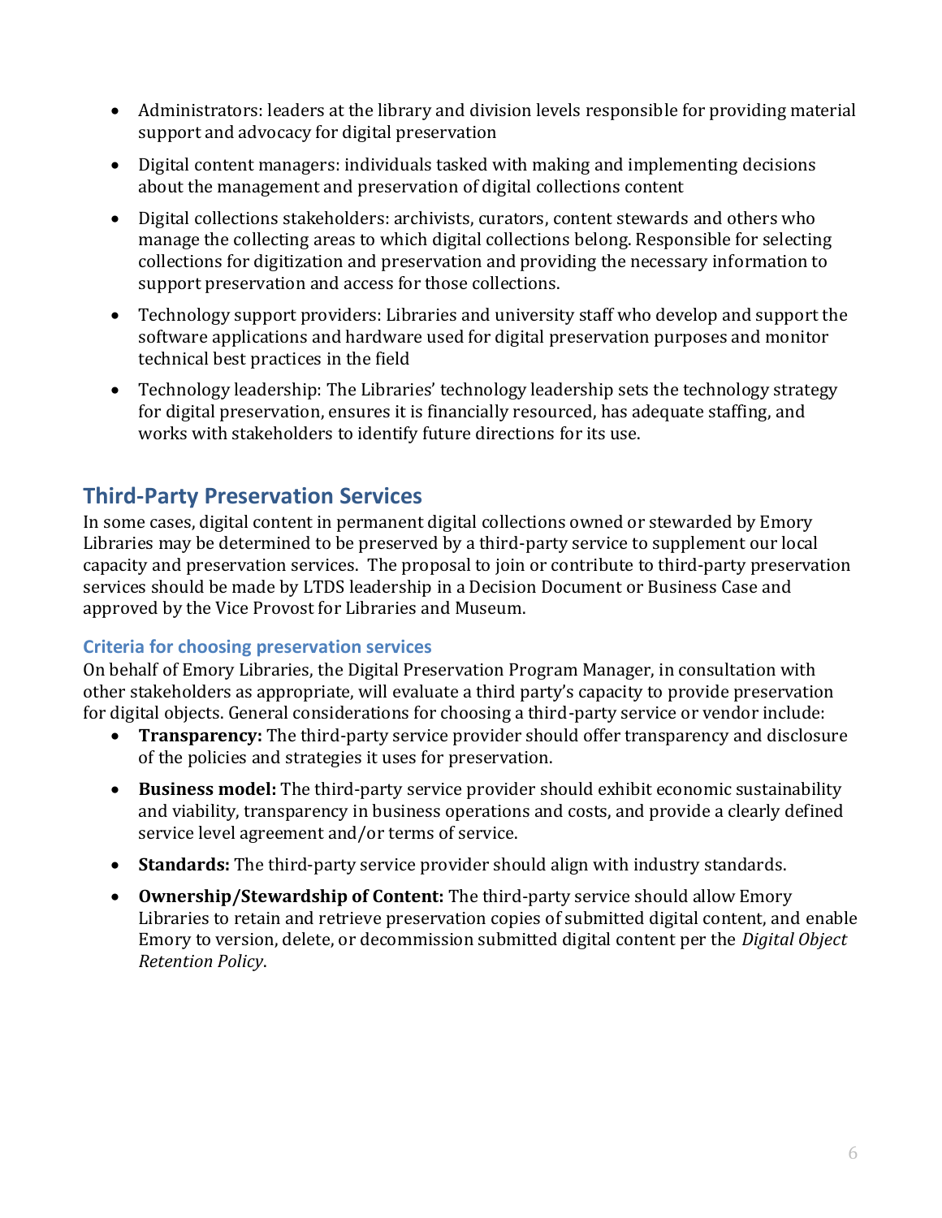- Administrators: leaders at the library and division levels responsible for providing material support and advocacy for digital preservation
- Digital content managers: individuals tasked with making and implementing decisions about the management and preservation of digital collections content
- Digital collections stakeholders: archivists, curators, content stewards and others who manage the collecting areas to which digital collections belong. Responsible for selecting collections for digitization and preservation and providing the necessary information to support preservation and access for those collections.
- Technology support providers: Libraries and university staff who develop and support the software applications and hardware used for digital preservation purposes and monitor technical best practices in the field
- Technology leadership: The Libraries' technology leadership sets the technology strategy for digital preservation, ensures it is financially resourced, has adequate staffing, and works with stakeholders to identify future directions for its use.

## Third-Party Preservation Services

In some cases, digital content in permanent digital collections owned or stewarded by Emory Libraries may be determined to be preserved by a third-party service to supplement our local capacity and preservation services. The proposal to join or contribute to third-party preservation services should be made by LTDS leadership in a Decision Document or Business Case and approved by the Vice Provost for Libraries and Museum.

### Criteria for choosing preservation services

On behalf of Emory Libraries, the Digital Preservation Program Manager, in consultation with other stakeholders as appropriate, will evaluate a third party's capacity to provide preservation for digital objects. General considerations for choosing a third-party service or vendor include:

- **Transparency:** The third-party service provider should offer transparency and disclosure of the policies and strategies it uses for preservation.
- **Business model:** The third-party service provider should exhibit economic sustainability and viability, transparency in business operations and costs, and provide a clearly defined service level agreement and/or terms of service.
- **Standards:** The third-party service provider should align with industry standards.
- **Ownership/Stewardship of Content:** The third-party service should allow Emory Libraries to retain and retrieve preservation copies of submitted digital content, and enable Emory to version, delete, or decommission submitted digital content per the *Digital Object Retention Policy*.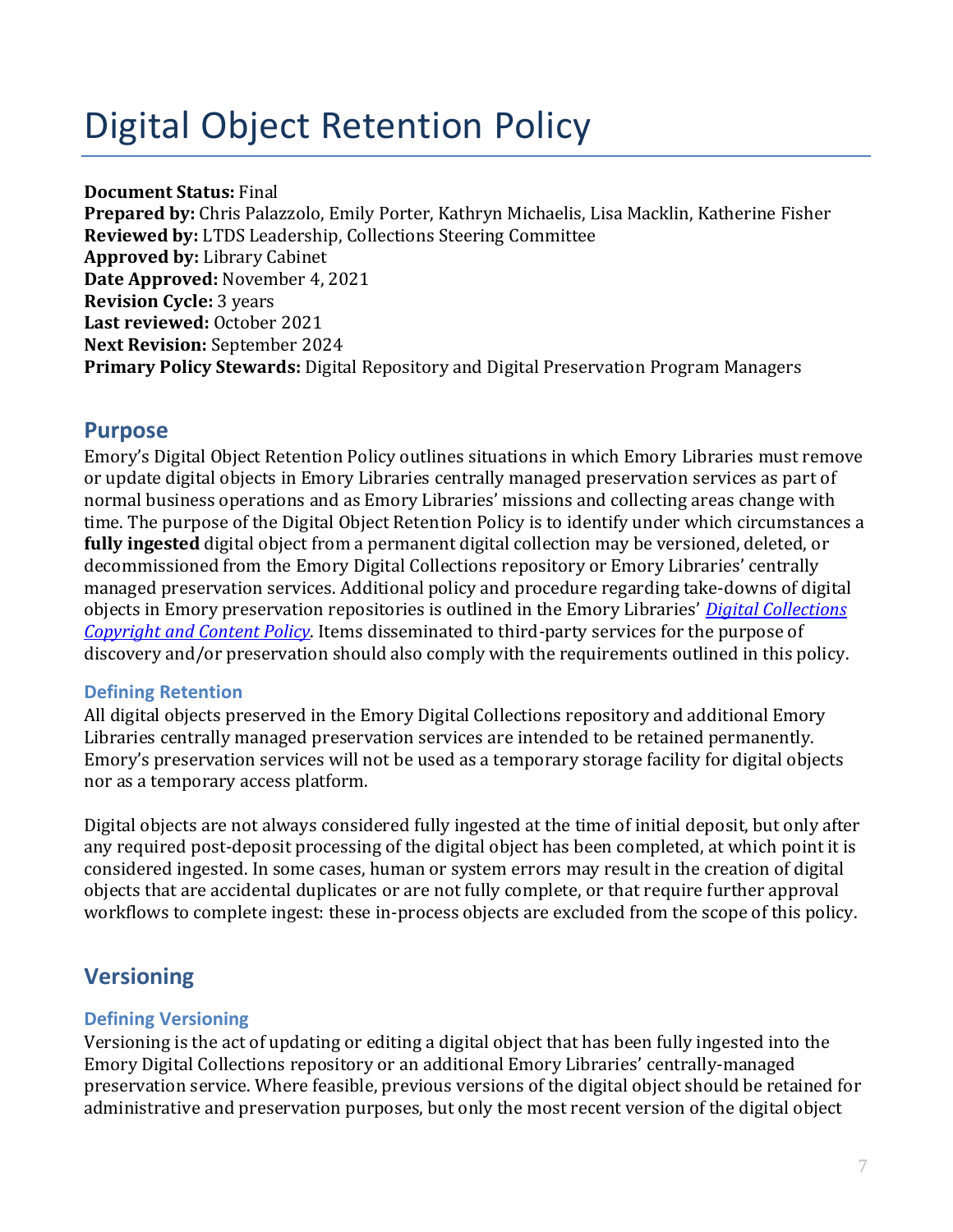# Digital Object Retention Policy

**Document Status:** Final
**Prepared by:** Chris Palazzolo, Emily Porter, Kathryn Michaelis, Lisa Macklin, Katherine Fisher
**Reviewed by:** LTDS Leadership, Collections Steering Committee
**Approved by:** Library Cabinet
**Date Approved:** November 4, 2021
**Revision Cycle:** 3 years
**Last reviewed:** October 2021
**Next Revision:** September 2024
**Primary Policy Stewards:** Digital Repository and Digital Preservation Program Managers

## Purpose

Emory's Digital Object Retention Policy outlines situations in which Emory Libraries must remove or update digital objects in Emory Libraries centrally managed preservation services as part of normal business operations and as Emory Libraries' missions and collecting areas change with time. The purpose of the Digital Object Retention Policy is to identify under which circumstances a **fully ingested** digital object from a permanent digital collection may be versioned, deleted, or decommissioned from the Emory Digital Collections repository or Emory Libraries' centrally managed preservation services. Additional policy and procedure regarding take-downs of digital objects in Emory preservation repositories is outlined in the Emory Libraries' ***Digital Collections Copyright and Content Policy***. Items disseminated to third-party services for the purpose of discovery and/or preservation should also comply with the requirements outlined in this policy.

### Defining Retention

All digital objects preserved in the Emory Digital Collections repository and additional Emory Libraries centrally managed preservation services are intended to be retained permanently. Emory's preservation services will not be used as a temporary storage facility for digital objects nor as a temporary access platform.

Digital objects are not always considered fully ingested at the time of initial deposit, but only after any required post-deposit processing of the digital object has been completed, at which point it is considered ingested. In some cases, human or system errors may result in the creation of digital objects that are accidental duplicates or are not fully complete, or that require further approval workflows to complete ingest: these in-process objects are excluded from the scope of this policy.

## Versioning

### Defining Versioning

Versioning is the act of updating or editing a digital object that has been fully ingested into the Emory Digital Collections repository or an additional Emory Libraries' centrally-managed preservation service. Where feasible, previous versions of the digital object should be retained for administrative and preservation purposes, but only the most recent version of the digital object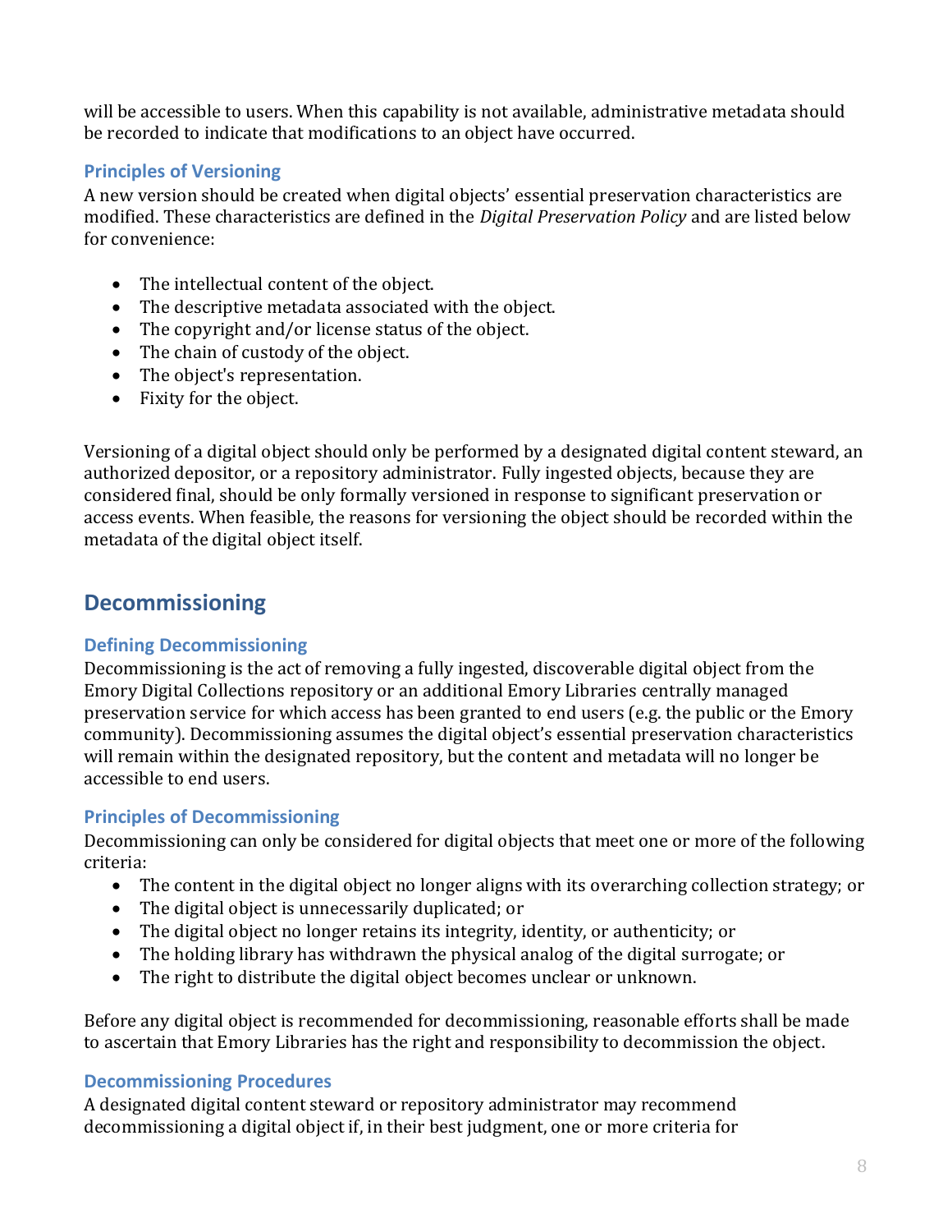will be accessible to users. When this capability is not available, administrative metadata should be recorded to indicate that modifications to an object have occurred.

### Principles of Versioning

A new version should be created when digital objects' essential preservation characteristics are modified. These characteristics are defined in the *Digital Preservation Policy* and are listed below for convenience:

- The intellectual content of the object.
- The descriptive metadata associated with the object.
- The copyright and/or license status of the object.
- The chain of custody of the object.
- The object's representation.
- Fixity for the object.

Versioning of a digital object should only be performed by a designated digital content steward, an authorized depositor, or a repository administrator. Fully ingested objects, because they are considered final, should be only formally versioned in response to significant preservation or access events. When feasible, the reasons for versioning the object should be recorded within the metadata of the digital object itself.

## Decommissioning

### Defining Decommissioning

Decommissioning is the act of removing a fully ingested, discoverable digital object from the Emory Digital Collections repository or an additional Emory Libraries centrally managed preservation service for which access has been granted to end users (e.g. the public or the Emory community). Decommissioning assumes the digital object's essential preservation characteristics will remain within the designated repository, but the content and metadata will no longer be accessible to end users.

### Principles of Decommissioning

Decommissioning can only be considered for digital objects that meet one or more of the following criteria:

- The content in the digital object no longer aligns with its overarching collection strategy; or
- The digital object is unnecessarily duplicated; or
- The digital object no longer retains its integrity, identity, or authenticity; or
- The holding library has withdrawn the physical analog of the digital surrogate; or
- The right to distribute the digital object becomes unclear or unknown.

Before any digital object is recommended for decommissioning, reasonable efforts shall be made to ascertain that Emory Libraries has the right and responsibility to decommission the object.

### Decommissioning Procedures

A designated digital content steward or repository administrator may recommend decommissioning a digital object if, in their best judgment, one or more criteria for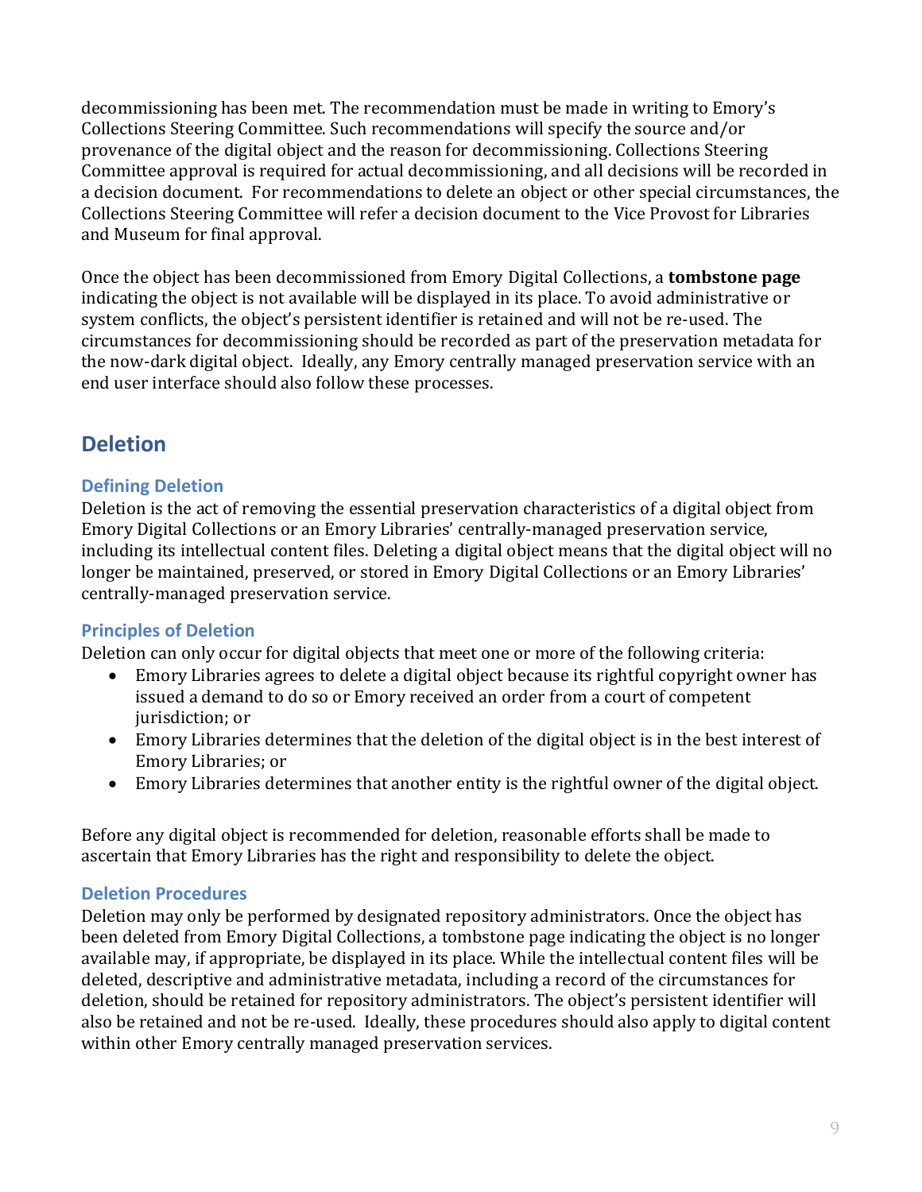decommissioning has been met. The recommendation must be made in writing to Emory's Collections Steering Committee. Such recommendations will specify the source and/or provenance of the digital object and the reason for decommissioning. Collections Steering Committee approval is required for actual decommissioning, and all decisions will be recorded in a decision document. For recommendations to delete an object or other special circumstances, the Collections Steering Committee will refer a decision document to the Vice Provost for Libraries and Museum for final approval.

Once the object has been decommissioned from Emory Digital Collections, a **tombstone page** indicating the object is not available will be displayed in its place. To avoid administrative or system conflicts, the object's persistent identifier is retained and will not be re-used. The circumstances for decommissioning should be recorded as part of the preservation metadata for the now-dark digital object. Ideally, any Emory centrally managed preservation service with an end user interface should also follow these processes.

## Deletion

### Defining Deletion

Deletion is the act of removing the essential preservation characteristics of a digital object from Emory Digital Collections or an Emory Libraries' centrally-managed preservation service, including its intellectual content files. Deleting a digital object means that the digital object will no longer be maintained, preserved, or stored in Emory Digital Collections or an Emory Libraries' centrally-managed preservation service.

### Principles of Deletion

Deletion can only occur for digital objects that meet one or more of the following criteria:

- Emory Libraries agrees to delete a digital object because its rightful copyright owner has issued a demand to do so or Emory received an order from a court of competent jurisdiction; or
- Emory Libraries determines that the deletion of the digital object is in the best interest of Emory Libraries; or
- Emory Libraries determines that another entity is the rightful owner of the digital object.

Before any digital object is recommended for deletion, reasonable efforts shall be made to ascertain that Emory Libraries has the right and responsibility to delete the object.

### Deletion Procedures

Deletion may only be performed by designated repository administrators. Once the object has been deleted from Emory Digital Collections, a tombstone page indicating the object is no longer available may, if appropriate, be displayed in its place. While the intellectual content files will be deleted, descriptive and administrative metadata, including a record of the circumstances for deletion, should be retained for repository administrators. The object's persistent identifier will also be retained and not be re-used. Ideally, these procedures should also apply to digital content within other Emory centrally managed preservation services.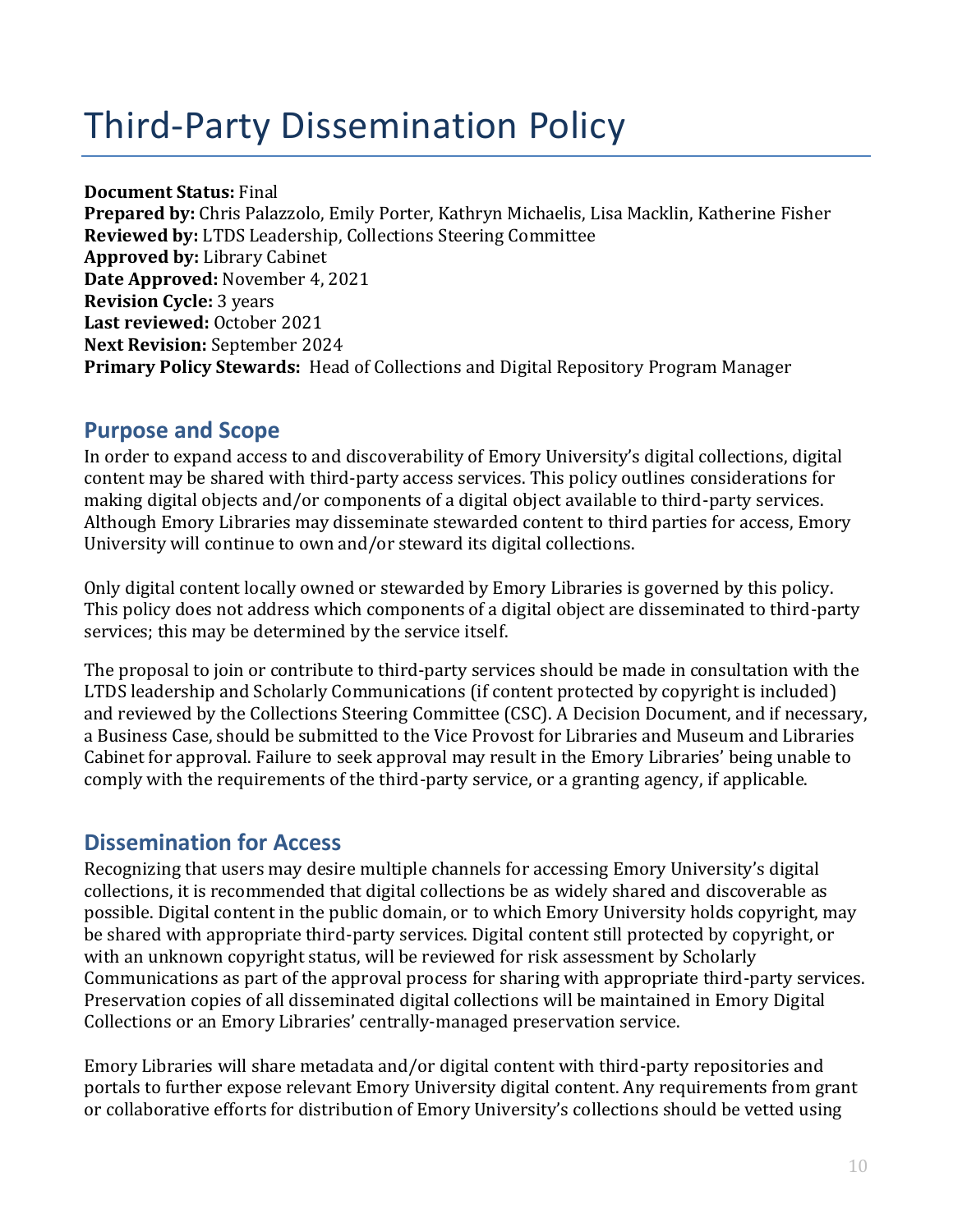# Third-Party Dissemination Policy

**Document Status:** Final
**Prepared by:** Chris Palazzolo, Emily Porter, Kathryn Michaelis, Lisa Macklin, Katherine Fisher
**Reviewed by:** LTDS Leadership, Collections Steering Committee
**Approved by:** Library Cabinet
**Date Approved:** November 4, 2021
**Revision Cycle:** 3 years
**Last reviewed:** October 2021
**Next Revision:** September 2024
**Primary Policy Stewards:** Head of Collections and Digital Repository Program Manager

## Purpose and Scope

In order to expand access to and discoverability of Emory University's digital collections, digital content may be shared with third-party access services. This policy outlines considerations for making digital objects and/or components of a digital object available to third-party services. Although Emory Libraries may disseminate stewarded content to third parties for access, Emory University will continue to own and/or steward its digital collections.

Only digital content locally owned or stewarded by Emory Libraries is governed by this policy. This policy does not address which components of a digital object are disseminated to third-party services; this may be determined by the service itself.

The proposal to join or contribute to third-party services should be made in consultation with the LTDS leadership and Scholarly Communications (if content protected by copyright is included) and reviewed by the Collections Steering Committee (CSC). A Decision Document, and if necessary, a Business Case, should be submitted to the Vice Provost for Libraries and Museum and Libraries Cabinet for approval. Failure to seek approval may result in the Emory Libraries' being unable to comply with the requirements of the third-party service, or a granting agency, if applicable.

## Dissemination for Access

Recognizing that users may desire multiple channels for accessing Emory University's digital collections, it is recommended that digital collections be as widely shared and discoverable as possible. Digital content in the public domain, or to which Emory University holds copyright, may be shared with appropriate third-party services. Digital content still protected by copyright, or with an unknown copyright status, will be reviewed for risk assessment by Scholarly Communications as part of the approval process for sharing with appropriate third-party services. Preservation copies of all disseminated digital collections will be maintained in Emory Digital Collections or an Emory Libraries' centrally-managed preservation service.

Emory Libraries will share metadata and/or digital content with third-party repositories and portals to further expose relevant Emory University digital content. Any requirements from grant or collaborative efforts for distribution of Emory University's collections should be vetted using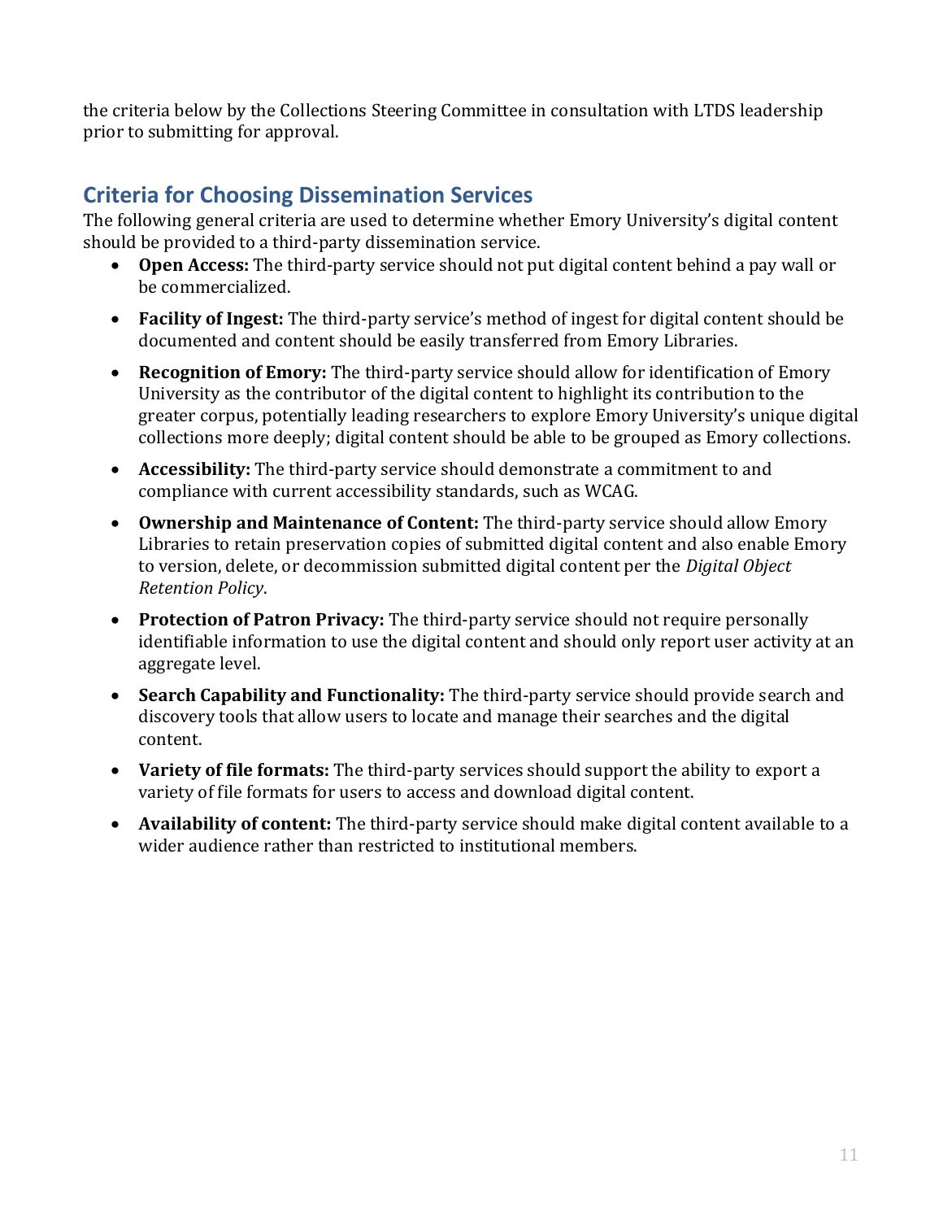the criteria below by the Collections Steering Committee in consultation with LTDS leadership prior to submitting for approval.

## Criteria for Choosing Dissemination Services

The following general criteria are used to determine whether Emory University's digital content should be provided to a third-party dissemination service.

- **Open Access:** The third-party service should not put digital content behind a pay wall or be commercialized.
- **Facility of Ingest:** The third-party service's method of ingest for digital content should be documented and content should be easily transferred from Emory Libraries.
- **Recognition of Emory:** The third-party service should allow for identification of Emory University as the contributor of the digital content to highlight its contribution to the greater corpus, potentially leading researchers to explore Emory University's unique digital collections more deeply; digital content should be able to be grouped as Emory collections.
- **Accessibility:** The third-party service should demonstrate a commitment to and compliance with current accessibility standards, such as WCAG.
- **Ownership and Maintenance of Content:** The third-party service should allow Emory Libraries to retain preservation copies of submitted digital content and also enable Emory to version, delete, or decommission submitted digital content per the *Digital Object Retention Policy*.
- **Protection of Patron Privacy:** The third-party service should not require personally identifiable information to use the digital content and should only report user activity at an aggregate level.
- **Search Capability and Functionality:** The third-party service should provide search and discovery tools that allow users to locate and manage their searches and the digital content.
- **Variety of file formats:** The third-party services should support the ability to export a variety of file formats for users to access and download digital content.
- **Availability of content:** The third-party service should make digital content available to a wider audience rather than restricted to institutional members.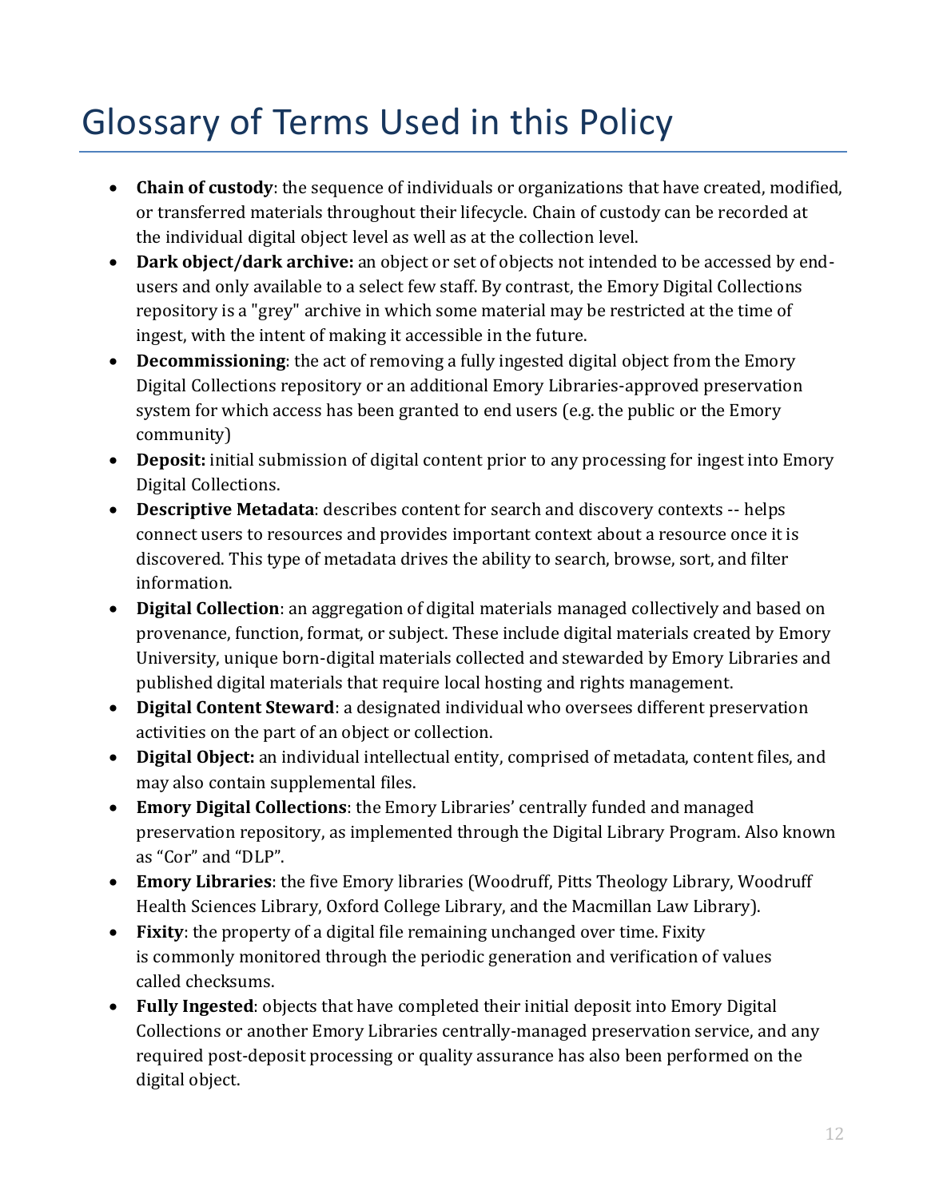# Glossary of Terms Used in this Policy

- **Chain of custody**: the sequence of individuals or organizations that have created, modified, or transferred materials throughout their lifecycle. Chain of custody can be recorded at the individual digital object level as well as at the collection level.
- **Dark object/dark archive:** an object or set of objects not intended to be accessed by end-users and only available to a select few staff. By contrast, the Emory Digital Collections repository is a "grey" archive in which some material may be restricted at the time of ingest, with the intent of making it accessible in the future.
- **Decommissioning**: the act of removing a fully ingested digital object from the Emory Digital Collections repository or an additional Emory Libraries-approved preservation system for which access has been granted to end users (e.g. the public or the Emory community)
- **Deposit:** initial submission of digital content prior to any processing for ingest into Emory Digital Collections.
- **Descriptive Metadata**: describes content for search and discovery contexts -- helps connect users to resources and provides important context about a resource once it is discovered. This type of metadata drives the ability to search, browse, sort, and filter information.
- **Digital Collection**: an aggregation of digital materials managed collectively and based on provenance, function, format, or subject. These include digital materials created by Emory University, unique born-digital materials collected and stewarded by Emory Libraries and published digital materials that require local hosting and rights management.
- **Digital Content Steward**: a designated individual who oversees different preservation activities on the part of an object or collection.
- **Digital Object:** an individual intellectual entity, comprised of metadata, content files, and may also contain supplemental files.
- **Emory Digital Collections**: the Emory Libraries' centrally funded and managed preservation repository, as implemented through the Digital Library Program. Also known as "Cor" and "DLP".
- **Emory Libraries**: the five Emory libraries (Woodruff, Pitts Theology Library, Woodruff Health Sciences Library, Oxford College Library, and the Macmillan Law Library).
- **Fixity**: the property of a digital file remaining unchanged over time. Fixity is commonly monitored through the periodic generation and verification of values called checksums.
- **Fully Ingested**: objects that have completed their initial deposit into Emory Digital Collections or another Emory Libraries centrally-managed preservation service, and any required post-deposit processing or quality assurance has also been performed on the digital object.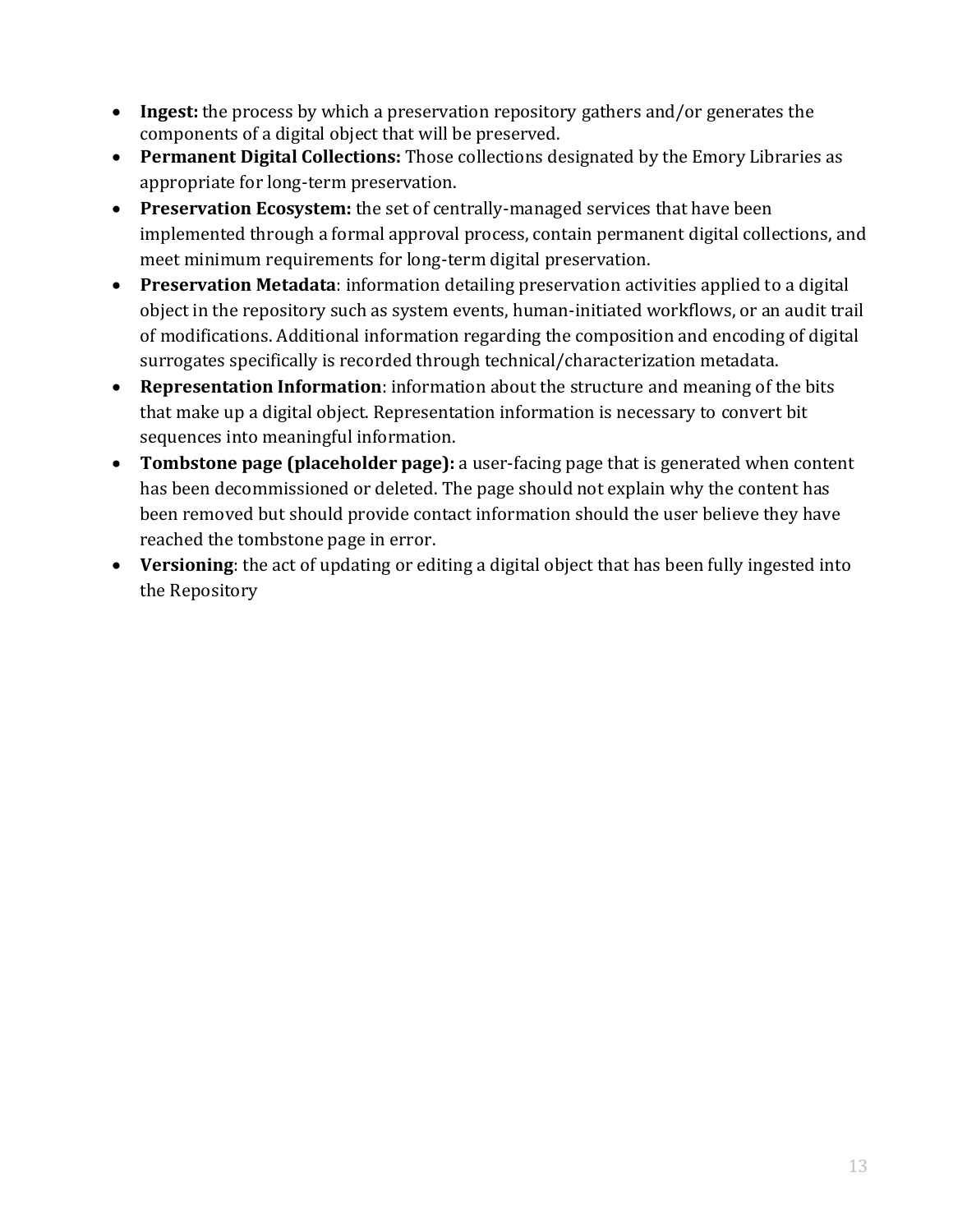- **Ingest:** the process by which a preservation repository gathers and/or generates the components of a digital object that will be preserved.
- **Permanent Digital Collections:** Those collections designated by the Emory Libraries as appropriate for long-term preservation.
- **Preservation Ecosystem:** the set of centrally-managed services that have been implemented through a formal approval process, contain permanent digital collections, and meet minimum requirements for long-term digital preservation.
- **Preservation Metadata**: information detailing preservation activities applied to a digital object in the repository such as system events, human-initiated workflows, or an audit trail of modifications. Additional information regarding the composition and encoding of digital surrogates specifically is recorded through technical/characterization metadata.
- **Representation Information**: information about the structure and meaning of the bits that make up a digital object. Representation information is necessary to convert bit sequences into meaningful information.
- **Tombstone page (placeholder page):** a user-facing page that is generated when content has been decommissioned or deleted. The page should not explain why the content has been removed but should provide contact information should the user believe they have reached the tombstone page in error.
- **Versioning**: the act of updating or editing a digital object that has been fully ingested into the Repository